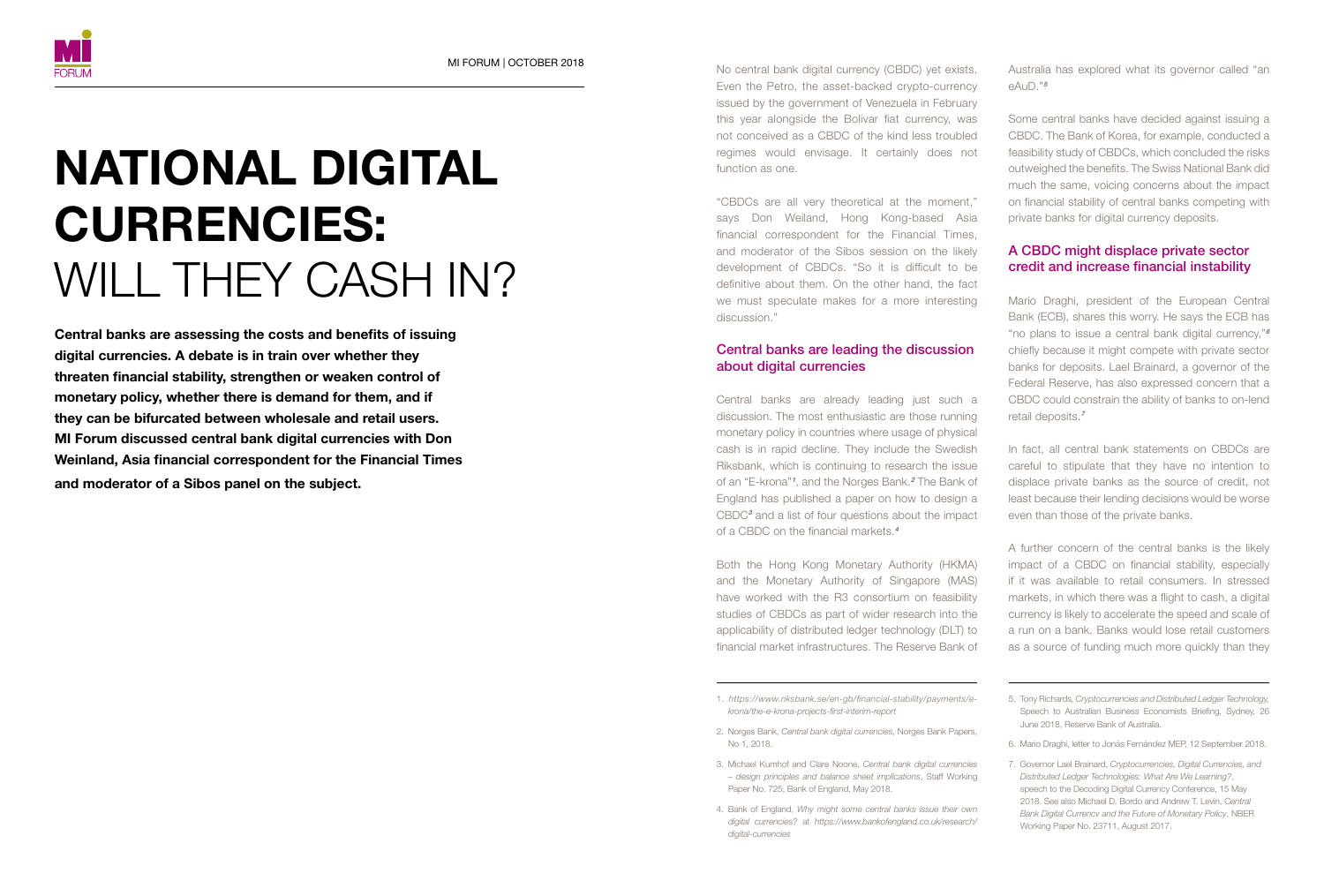# NATIONAL DIGITAL CURRENCIES: WILL THEY CASH IN?

**Central banks are assessing the costs and benefits of issuing digital currencies. A debate is in train over whether they threaten financial stability, strengthen or weaken control of monetary policy, whether there is demand for them, and if they can be bifurcated between wholesale and retail users. MI Forum discussed central bank digital currencies with Don Weinland, Asia financial correspondent for the Financial Times and moderator of a Sibos panel on the subject.**

No central bank digital currency (CBDC) yet exists. Even the Petro, the asset-backed crypto-currency issued by the government of Venezuela in February this year alongside the Bolivar fiat currency, was not conceived as a CBDC of the kind less troubled regimes would envisage. It certainly does not function as one.

"CBDCs are all very theoretical at the moment," says Don Weiland, Hong Kong-based Asia financial correspondent for the Financial Times, and moderator of the Sibos session on the likely development of CBDCs. "So it is difficult to be definitive about them. On the other hand, the fact we must speculate makes for a more interesting discussion."

## Central banks are leading the discussion about digital currencies

Central banks are already leading just such a discussion. The most enthusiastic are those running monetary policy in countries where usage of physical cash is in rapid decline. They include the Swedish Riksbank, which is continuing to research the issue of an "E-krona"[1], and the Norges Bank.[2] The Bank of England has published a paper on how to design a CBDC[3] and a list of four questions about the impact of a CBDC on the financial markets.[4]

Both the Hong Kong Monetary Authority (HKMA) and the Monetary Authority of Singapore (MAS) have worked with the R3 consortium on feasibility studies of CBDCs as part of wider research into the applicability of distributed ledger technology (DLT) to financial market infrastructures. The Reserve Bank of Australia has explored what its governor called "an eAuD."[5]

Some central banks have decided against issuing a CBDC. The Bank of Korea, for example, conducted a feasibility study of CBDCs, which concluded the risks outweighed the benefits. The Swiss National Bank did much the same, voicing concerns about the impact on financial stability of central banks competing with private banks for digital currency deposits.

## A CBDC might displace private sector credit and increase financial instability

Mario Draghi, president of the European Central Bank (ECB), shares this worry. He says the ECB has "no plans to issue a central bank digital currency,"[6] chiefly because it might compete with private sector banks for deposits. Lael Brainard, a governor of the Federal Reserve, has also expressed concern that a CBDC could constrain the ability of banks to on-lend retail deposits.[7]

In fact, all central bank statements on CBDCs are careful to stipulate that they have no intention to displace private banks as the source of credit, not least because their lending decisions would be worse even than those of the private banks.

A further concern of the central banks is the likely impact of a CBDC on financial stability, especially if it was available to retail consumers. In stressed markets, in which there was a flight to cash, a digital currency is likely to accelerate the speed and scale of a run on a bank. Banks would lose retail customers as a source of funding much more quickly than they

---

1. *https://www.riksbank.se/en-gb/financial-stability/payments/e-krona/the-e-krona-projects-first-interim-report*
2. Norges Bank, *Central bank digital currencies*, Norges Bank Papers, No 1, 2018.
3. Michael Kumhof and Clare Noone, *Central bank digital currencies – design principles and balance sheet implications*, Staff Working Paper No. 725, Bank of England, May 2018.
4. Bank of England, *Why might some central banks issue their own digital currencies?* at *https://www.bankofengland.co.uk/research/digital-currencies*
5. Tony Richards, *Cryptocurrencies and Distributed Ledger Technology,* Speech to Australian Business Economists Briefing, Sydney, 26 June 2018, Reserve Bank of Australia.
6. Mario Draghi, letter to Jonás Fernández MEP, 12 September 2018.
7. Governor Lael Brainard, *Cryptocurrencies, Digital Currencies, and Distributed Ledger Technologies: What Are We Learning?*, speech to the Decoding Digital Currency Conference, 15 May 2018. See also Michael D. Bordo and Andrew T. Levin, *Central Bank Digital Currency and the Future of Monetary Policy*, NBER Working Paper No. 23711, August 2017.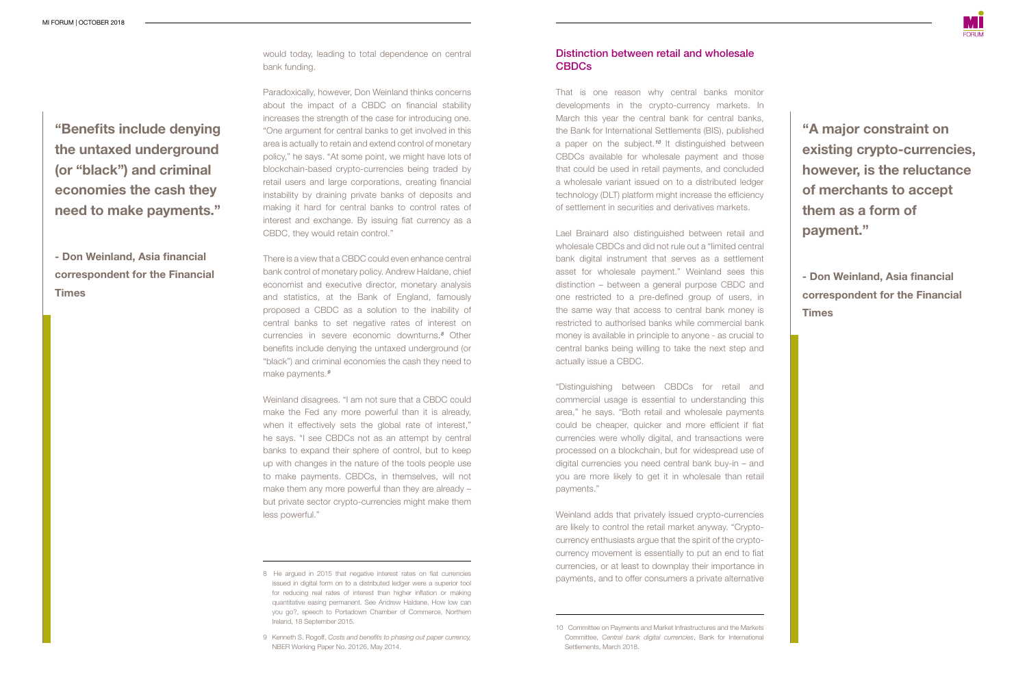would today, leading to total dependence on central bank funding.

Paradoxically, however, Don Weinland thinks concerns about the impact of a CBDC on financial stability increases the strength of the case for introducing one. "One argument for central banks to get involved in this area is actually to retain and extend control of monetary policy," he says. "At some point, we might have lots of blockchain-based crypto-currencies being traded by retail users and large corporations, creating financial instability by draining private banks of deposits and making it hard for central banks to control rates of interest and exchange. By issuing fiat currency as a CBDC, they would retain control."

**"Benefits include denying the untaxed underground (or "black") and criminal economies the cash they need to make payments."**

**- Don Weinland, Asia financial correspondent for the Financial Times**

There is a view that a CBDC could even enhance central bank control of monetary policy. Andrew Haldane, chief economist and executive director, monetary analysis and statistics, at the Bank of England, famously proposed a CBDC as a solution to the inability of central banks to set negative rates of interest on currencies in severe economic downturns.[8] Other benefits include denying the untaxed underground (or "black") and criminal economies the cash they need to make payments.[9]

Weinland disagrees. "I am not sure that a CBDC could make the Fed any more powerful than it is already, when it effectively sets the global rate of interest," he says. "I see CBDCs not as an attempt by central banks to expand their sphere of control, but to keep up with changes in the nature of the tools people use to make payments. CBDCs, in themselves, will not make them any more powerful than they are already – but private sector crypto-currencies might make them less powerful."

## Distinction between retail and wholesale CBDCs

That is one reason why central banks monitor developments in the crypto-currency markets. In March this year the central bank for central banks, the Bank for International Settlements (BIS), published a paper on the subject.[10] It distinguished between CBDCs available for wholesale payment and those that could be used in retail payments, and concluded a wholesale variant issued on to a distributed ledger technology (DLT) platform might increase the efficiency of settlement in securities and derivatives markets.

Lael Brainard also distinguished between retail and wholesale CBDCs and did not rule out a "limited central bank digital instrument that serves as a settlement asset for wholesale payment." Weinland sees this distinction – between a general purpose CBDC and one restricted to a pre-defined group of users, in the same way that access to central bank money is restricted to authorised banks while commercial bank money is available in principle to anyone - as crucial to central banks being willing to take the next step and actually issue a CBDC.

**"A major constraint on existing crypto-currencies, however, is the reluctance of merchants to accept them as a form of payment."**

**- Don Weinland, Asia financial correspondent for the Financial Times**

"Distinguishing between CBDCs for retail and commercial usage is essential to understanding this area," he says. "Both retail and wholesale payments could be cheaper, quicker and more efficient if fiat currencies were wholly digital, and transactions were processed on a blockchain, but for widespread use of digital currencies you need central bank buy-in – and you are more likely to get it in wholesale than retail payments."

Weinland adds that privately issued crypto-currencies are likely to control the retail market anyway. "Crypto-currency enthusiasts argue that the spirit of the crypto-currency movement is essentially to put an end to fiat currencies, or at least to downplay their importance in payments, and to offer consumers a private alternative

---

8 He argued in 2015 that negative interest rates on fiat currencies issued in digital form on to a distributed ledger were a superior tool for reducing real rates of interest than higher inflation or making quantitative easing permanent. See Andrew Haldane, How low can you go?, speech to Portadown Chamber of Commerce, Northern Ireland, 18 September 2015.

9 Kenneth S. Rogoff, *Costs and benefits to phasing out paper currency*, NBER Working Paper No. 20126, May 2014.

10 Committee on Payments and Market Infrastructures and the Markets Committee, *Central bank digital currencies*, Bank for International Settlements, March 2018.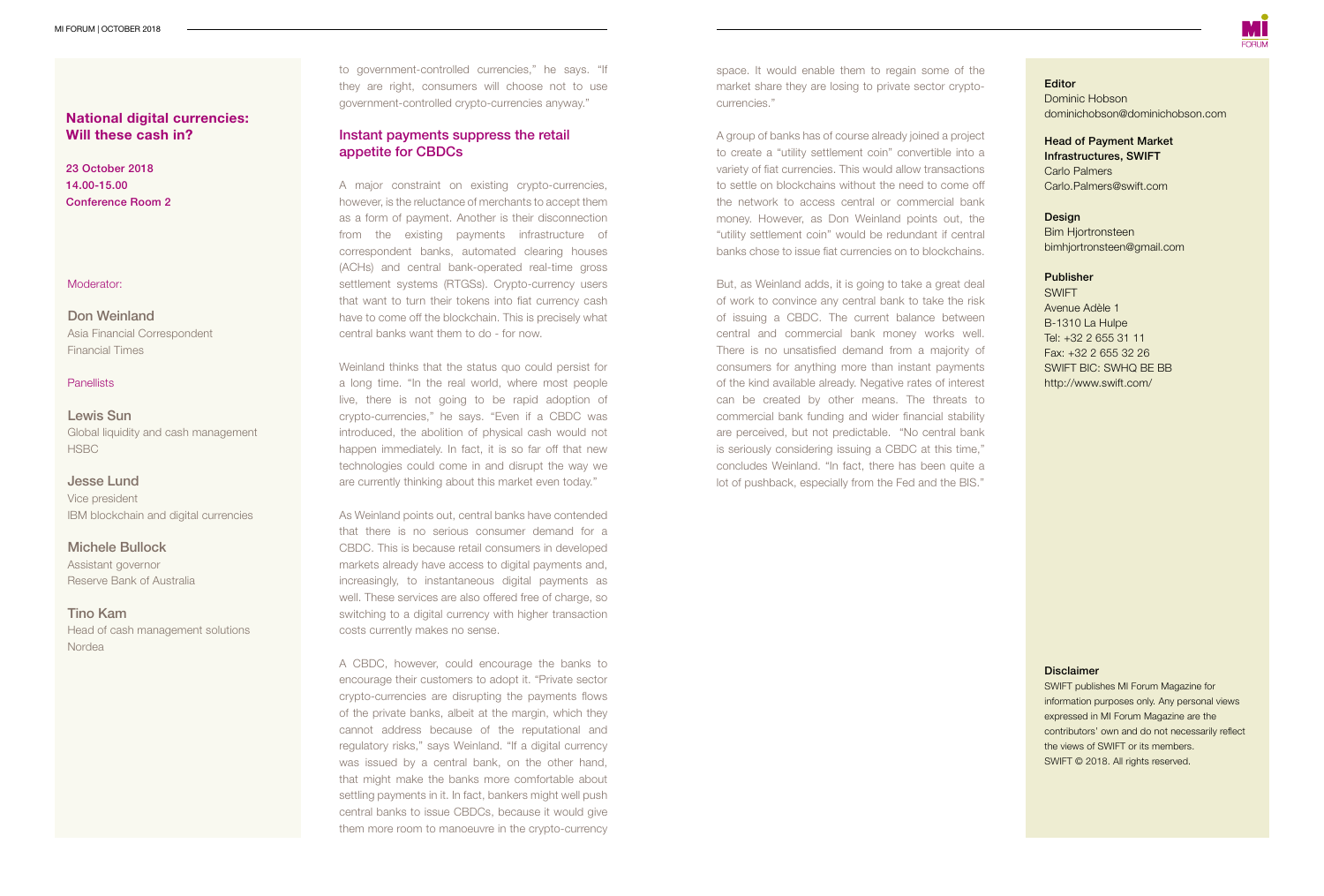## National digital currencies: Will these cash in?

23 October 2018
14.00-15.00
Conference Room 2

Moderator:

**Don Weinland**
Asia Financial Correspondent
Financial Times

Panellists

**Lewis Sun**
Global liquidity and cash management
HSBC

**Jesse Lund**
Vice president
IBM blockchain and digital currencies

**Michele Bullock**
Assistant governor
Reserve Bank of Australia

**Tino Kam**
Head of cash management solutions
Nordea

to government-controlled currencies," he says. "If they are right, consumers will choose not to use government-controlled crypto-currencies anyway."

### Instant payments suppress the retail appetite for CBDCs

A major constraint on existing crypto-currencies, however, is the reluctance of merchants to accept them as a form of payment. Another is their disconnection from the existing payments infrastructure of correspondent banks, automated clearing houses (ACHs) and central bank-operated real-time gross settlement systems (RTGSs). Crypto-currency users that want to turn their tokens into fiat currency cash have to come off the blockchain. This is precisely what central banks want them to do - for now.

Weinland thinks that the status quo could persist for a long time. "In the real world, where most people live, there is not going to be rapid adoption of crypto-currencies," he says. "Even if a CBDC was introduced, the abolition of physical cash would not happen immediately. In fact, it is so far off that new technologies could come in and disrupt the way we are currently thinking about this market even today."

As Weinland points out, central banks have contended that there is no serious consumer demand for a CBDC. This is because retail consumers in developed markets already have access to digital payments and, increasingly, to instantaneous digital payments as well. These services are also offered free of charge, so switching to a digital currency with higher transaction costs currently makes no sense.

A CBDC, however, could encourage the banks to encourage their customers to adopt it. "Private sector crypto-currencies are disrupting the payments flows of the private banks, albeit at the margin, which they cannot address because of the reputational and regulatory risks," says Weinland. "If a digital currency was issued by a central bank, on the other hand, that might make the banks more comfortable about settling payments in it. In fact, bankers might well push central banks to issue CBDCs, because it would give them more room to manoeuvre in the crypto-currency space. It would enable them to regain some of the market share they are losing to private sector crypto-currencies."

A group of banks has of course already joined a project to create a "utility settlement coin" convertible into a variety of fiat currencies. This would allow transactions to settle on blockchains without the need to come off the network to access central or commercial bank money. However, as Don Weinland points out, the "utility settlement coin" would be redundant if central banks chose to issue fiat currencies on to blockchains.

But, as Weinland adds, it is going to take a great deal of work to convince any central bank to take the risk of issuing a CBDC. The current balance between central and commercial bank money works well. There is no unsatisfied demand from a majority of consumers for anything more than instant payments of the kind available already. Negative rates of interest can be created by other means. The threats to commercial bank funding and wider financial stability are perceived, but not predictable. "No central bank is seriously considering issuing a CBDC at this time," concludes Weinland. "In fact, there has been quite a lot of pushback, especially from the Fed and the BIS."

**Editor**
Dominic Hobson
dominichobson@dominichobson.com

**Head of Payment Market Infrastructures, SWIFT**
Carlo Palmers
Carlo.Palmers@swift.com

**Design**
Bim Hjortronsteen
bimhjortronsteen@gmail.com

**Publisher**
SWIFT
Avenue Adèle 1
B-1310 La Hulpe
Tel: +32 2 655 31 11
Fax: +32 2 655 32 26
SWIFT BIC: SWHQ BE BB
http://www.swift.com/

**Disclaimer**
SWIFT publishes MI Forum Magazine for information purposes only. Any personal views expressed in MI Forum Magazine are the contributors' own and do not necessarily reflect the views of SWIFT or its members.
SWIFT © 2018. All rights reserved.